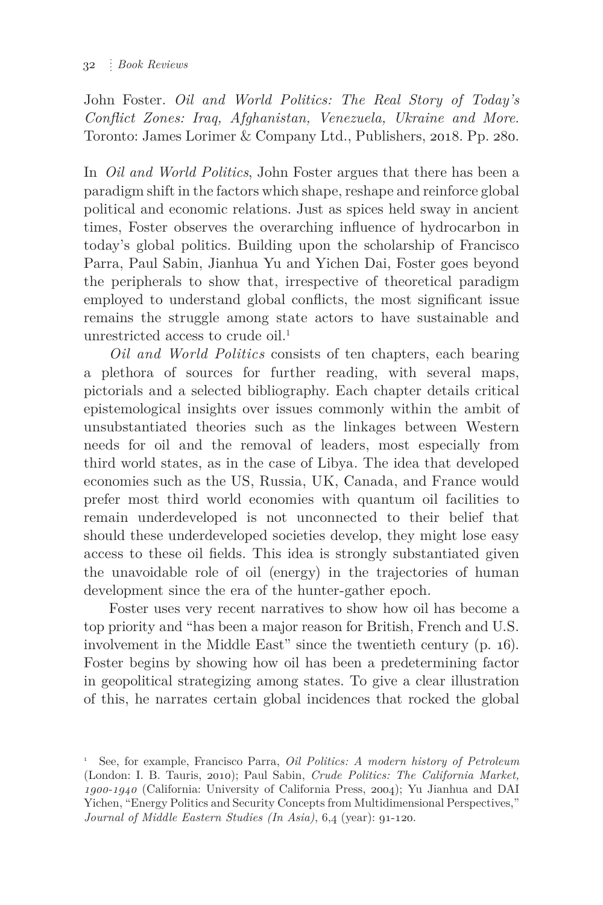John Foster. *Oil and World Politics: The Real Story of Today's Conflict Zones: Iraq, Afghanistan, Venezuela, Ukraine and More.* Toronto: James Lorimer & Company Ltd., Publishers, 2018. Pp. 280.

In *Oil and World Politics*, John Foster argues that there has been a paradigm shift in the factors which shape, reshape and reinforce global political and economic relations. Just as spices held sway in ancient times, Foster observes the overarching influence of hydrocarbon in today's global politics. Building upon the scholarship of Francisco Parra, Paul Sabin, Jianhua Yu and Yichen Dai, Foster goes beyond the peripherals to show that, irrespective of theoretical paradigm employed to understand global conflicts, the most significant issue remains the struggle among state actors to have sustainable and unrestricted access to crude oil.[1]

*Oil and World Politics* consists of ten chapters, each bearing a plethora of sources for further reading, with several maps, pictorials and a selected bibliography. Each chapter details critical epistemological insights over issues commonly within the ambit of unsubstantiated theories such as the linkages between Western needs for oil and the removal of leaders, most especially from third world states, as in the case of Libya. The idea that developed economies such as the US, Russia, UK, Canada, and France would prefer most third world economies with quantum oil facilities to remain underdeveloped is not unconnected to their belief that should these underdeveloped societies develop, they might lose easy access to these oil fields. This idea is strongly substantiated given the unavoidable role of oil (energy) in the trajectories of human development since the era of the hunter-gather epoch.

Foster uses very recent narratives to show how oil has become a top priority and "has been a major reason for British, French and U.S. involvement in the Middle East" since the twentieth century (p. 16). Foster begins by showing how oil has been a predetermining factor in geopolitical strategizing among states. To give a clear illustration of this, he narrates certain global incidences that rocked the global

[1] See, for example, Francisco Parra, *Oil Politics: A modern history of Petroleum* (London: I. B. Tauris, 2010); Paul Sabin, *Crude Politics: The California Market, 1900-1940* (California: University of California Press, 2004); Yu Jianhua and DAI Yichen, "Energy Politics and Security Concepts from Multidimensional Perspectives," *Journal of Middle Eastern Studies (In Asia)*, 6,4 (year): 91-120.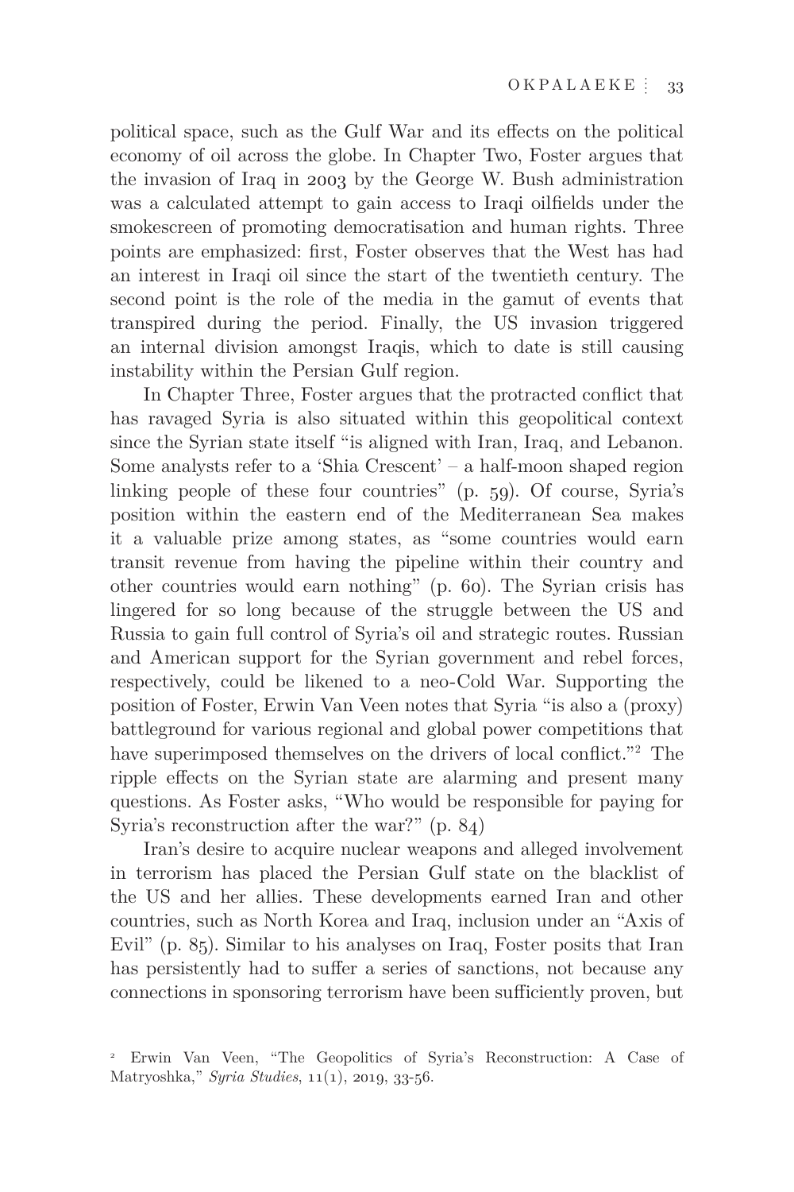political space, such as the Gulf War and its effects on the political economy of oil across the globe. In Chapter Two, Foster argues that the invasion of Iraq in 2003 by the George W. Bush administration was a calculated attempt to gain access to Iraqi oilfields under the smokescreen of promoting democratisation and human rights. Three points are emphasized: first, Foster observes that the West has had an interest in Iraqi oil since the start of the twentieth century. The second point is the role of the media in the gamut of events that transpired during the period. Finally, the US invasion triggered an internal division amongst Iraqis, which to date is still causing instability within the Persian Gulf region.

In Chapter Three, Foster argues that the protracted conflict that has ravaged Syria is also situated within this geopolitical context since the Syrian state itself "is aligned with Iran, Iraq, and Lebanon. Some analysts refer to a 'Shia Crescent' – a half-moon shaped region linking people of these four countries" (p. 59). Of course, Syria's position within the eastern end of the Mediterranean Sea makes it a valuable prize among states, as "some countries would earn transit revenue from having the pipeline within their country and other countries would earn nothing" (p. 60). The Syrian crisis has lingered for so long because of the struggle between the US and Russia to gain full control of Syria's oil and strategic routes. Russian and American support for the Syrian government and rebel forces, respectively, could be likened to a neo-Cold War. Supporting the position of Foster, Erwin Van Veen notes that Syria "is also a (proxy) battleground for various regional and global power competitions that have superimposed themselves on the drivers of local conflict."[2] The ripple effects on the Syrian state are alarming and present many questions. As Foster asks, "Who would be responsible for paying for Syria's reconstruction after the war?" (p. 84)

Iran's desire to acquire nuclear weapons and alleged involvement in terrorism has placed the Persian Gulf state on the blacklist of the US and her allies. These developments earned Iran and other countries, such as North Korea and Iraq, inclusion under an "Axis of Evil" (p. 85). Similar to his analyses on Iraq, Foster posits that Iran has persistently had to suffer a series of sanctions, not because any connections in sponsoring terrorism have been sufficiently proven, but

[2] Erwin Van Veen, "The Geopolitics of Syria's Reconstruction: A Case of Matryoshka," *Syria Studies*, 11(1), 2019, 33-56.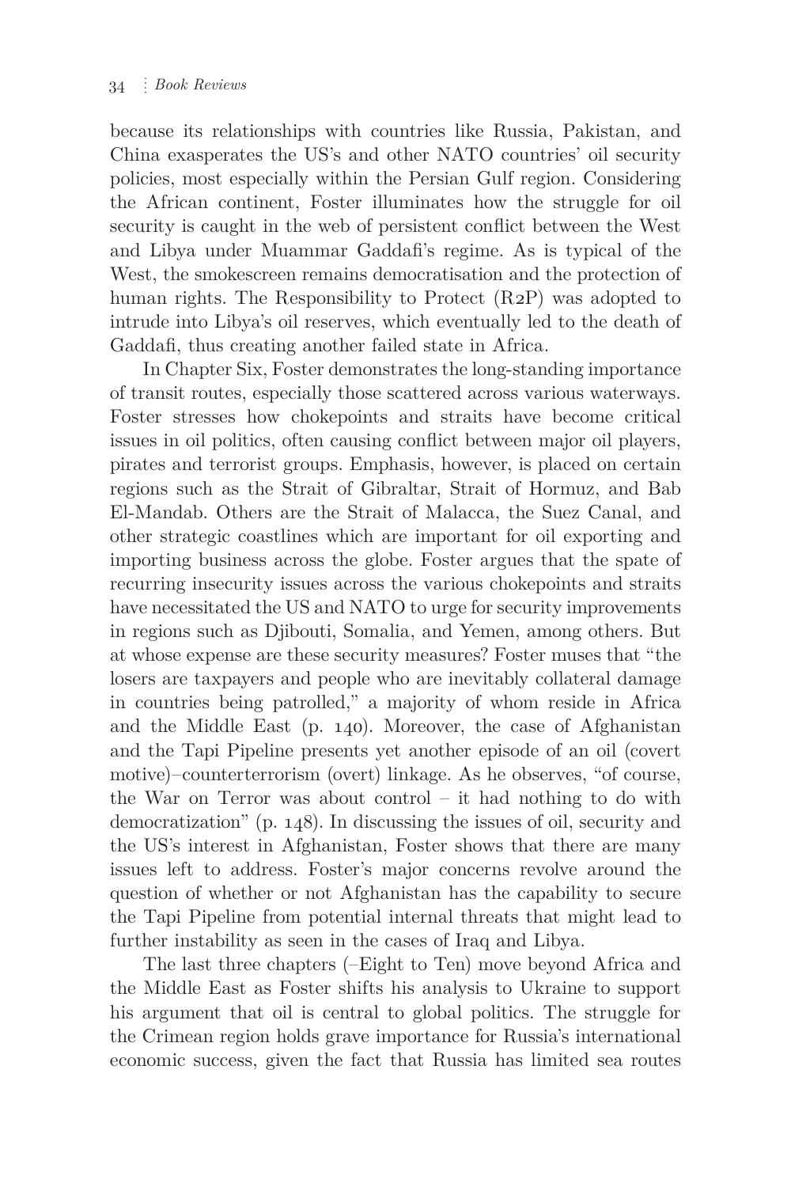because its relationships with countries like Russia, Pakistan, and China exasperates the US's and other NATO countries' oil security policies, most especially within the Persian Gulf region. Considering the African continent, Foster illuminates how the struggle for oil security is caught in the web of persistent conflict between the West and Libya under Muammar Gaddafi's regime. As is typical of the West, the smokescreen remains democratisation and the protection of human rights. The Responsibility to Protect (R2P) was adopted to intrude into Libya's oil reserves, which eventually led to the death of Gaddafi, thus creating another failed state in Africa.

In Chapter Six, Foster demonstrates the long-standing importance of transit routes, especially those scattered across various waterways. Foster stresses how chokepoints and straits have become critical issues in oil politics, often causing conflict between major oil players, pirates and terrorist groups. Emphasis, however, is placed on certain regions such as the Strait of Gibraltar, Strait of Hormuz, and Bab El-Mandab. Others are the Strait of Malacca, the Suez Canal, and other strategic coastlines which are important for oil exporting and importing business across the globe. Foster argues that the spate of recurring insecurity issues across the various chokepoints and straits have necessitated the US and NATO to urge for security improvements in regions such as Djibouti, Somalia, and Yemen, among others. But at whose expense are these security measures? Foster muses that "the losers are taxpayers and people who are inevitably collateral damage in countries being patrolled," a majority of whom reside in Africa and the Middle East (p. 140). Moreover, the case of Afghanistan and the Tapi Pipeline presents yet another episode of an oil (covert motive)–counterterrorism (overt) linkage. As he observes, "of course, the War on Terror was about control – it had nothing to do with democratization" (p. 148). In discussing the issues of oil, security and the US's interest in Afghanistan, Foster shows that there are many issues left to address. Foster's major concerns revolve around the question of whether or not Afghanistan has the capability to secure the Tapi Pipeline from potential internal threats that might lead to further instability as seen in the cases of Iraq and Libya.

The last three chapters (–Eight to Ten) move beyond Africa and the Middle East as Foster shifts his analysis to Ukraine to support his argument that oil is central to global politics. The struggle for the Crimean region holds grave importance for Russia's international economic success, given the fact that Russia has limited sea routes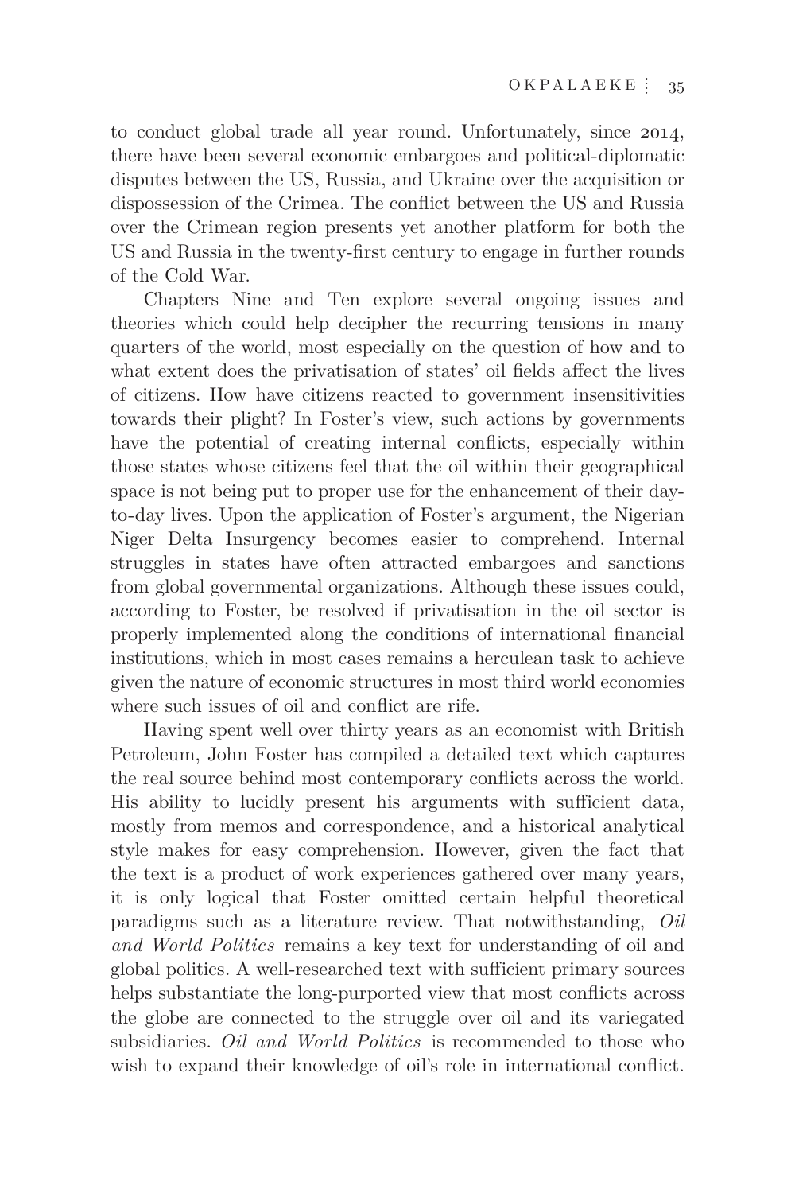to conduct global trade all year round. Unfortunately, since 2014, there have been several economic embargoes and political-diplomatic disputes between the US, Russia, and Ukraine over the acquisition or dispossession of the Crimea. The conflict between the US and Russia over the Crimean region presents yet another platform for both the US and Russia in the twenty-first century to engage in further rounds of the Cold War.

Chapters Nine and Ten explore several ongoing issues and theories which could help decipher the recurring tensions in many quarters of the world, most especially on the question of how and to what extent does the privatisation of states' oil fields affect the lives of citizens. How have citizens reacted to government insensitivities towards their plight? In Foster's view, such actions by governments have the potential of creating internal conflicts, especially within those states whose citizens feel that the oil within their geographical space is not being put to proper use for the enhancement of their day-to-day lives. Upon the application of Foster's argument, the Nigerian Niger Delta Insurgency becomes easier to comprehend. Internal struggles in states have often attracted embargoes and sanctions from global governmental organizations. Although these issues could, according to Foster, be resolved if privatisation in the oil sector is properly implemented along the conditions of international financial institutions, which in most cases remains a herculean task to achieve given the nature of economic structures in most third world economies where such issues of oil and conflict are rife.

Having spent well over thirty years as an economist with British Petroleum, John Foster has compiled a detailed text which captures the real source behind most contemporary conflicts across the world. His ability to lucidly present his arguments with sufficient data, mostly from memos and correspondence, and a historical analytical style makes for easy comprehension. However, given the fact that the text is a product of work experiences gathered over many years, it is only logical that Foster omitted certain helpful theoretical paradigms such as a literature review. That notwithstanding, *Oil and World Politics* remains a key text for understanding of oil and global politics. A well-researched text with sufficient primary sources helps substantiate the long-purported view that most conflicts across the globe are connected to the struggle over oil and its variegated subsidiaries. *Oil and World Politics* is recommended to those who wish to expand their knowledge of oil's role in international conflict.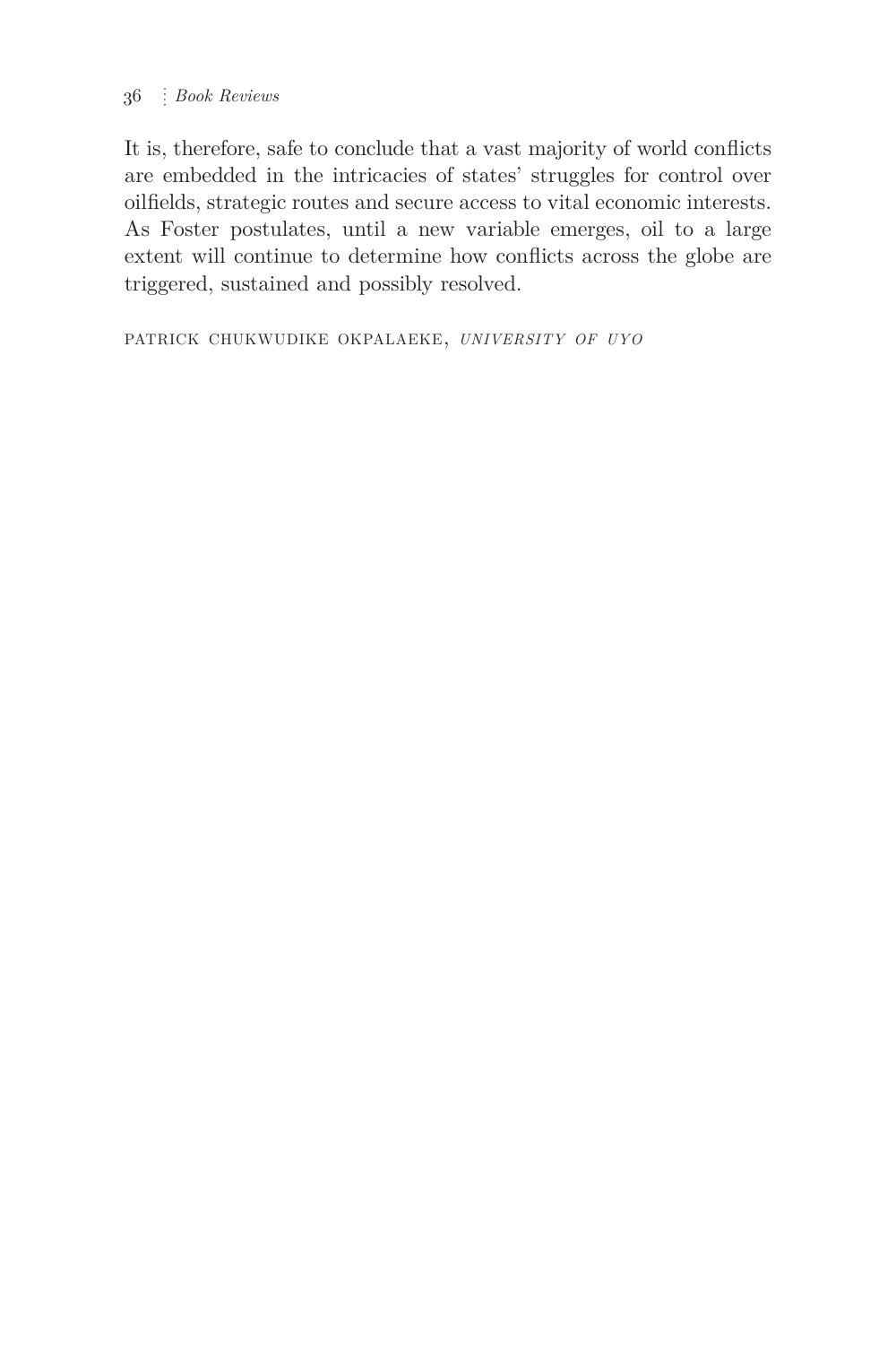It is, therefore, safe to conclude that a vast majority of world conflicts are embedded in the intricacies of states' struggles for control over oilfields, strategic routes and secure access to vital economic interests. As Foster postulates, until a new variable emerges, oil to a large extent will continue to determine how conflicts across the globe are triggered, sustained and possibly resolved.

PATRICK CHUKWUDIKE OKPALAEKE, *UNIVERSITY OF UYO*